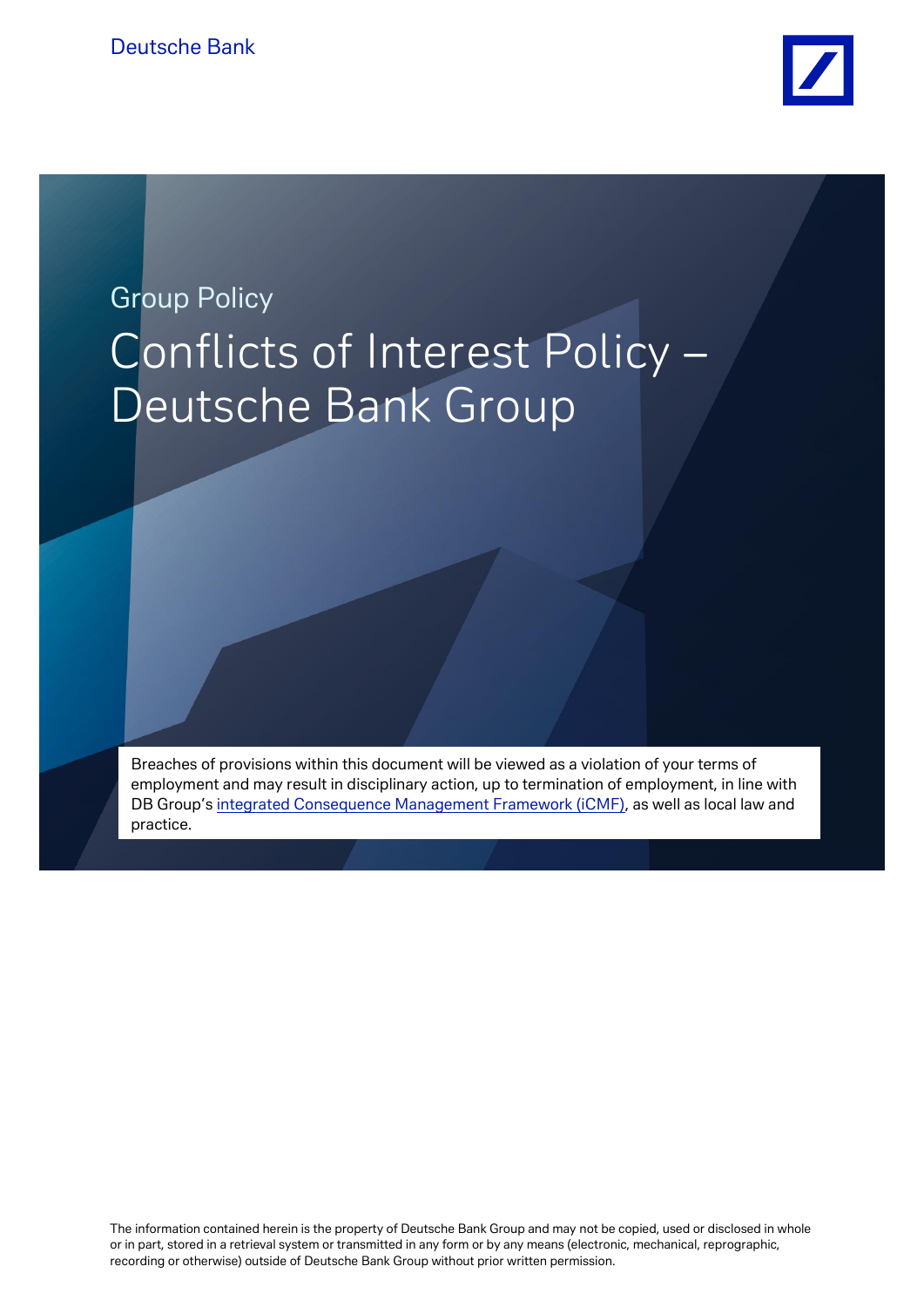Deutsche Bank

Group Policy

# Conflicts of Interest Policy – Deutsche Bank Group

Breaches of provisions within this document will be viewed as a violation of your terms of employment and may result in disciplinary action, up to termination of employment, in line with DB Group's integrated Consequence Management Framework (iCMF), as well as local law and practice.

The information contained herein is the property of Deutsche Bank Group and may not be copied, used or disclosed in whole or in part, stored in a retrieval system or transmitted in any form or by any means (electronic, mechanical, reprographic, recording or otherwise) outside of Deutsche Bank Group without prior written permission.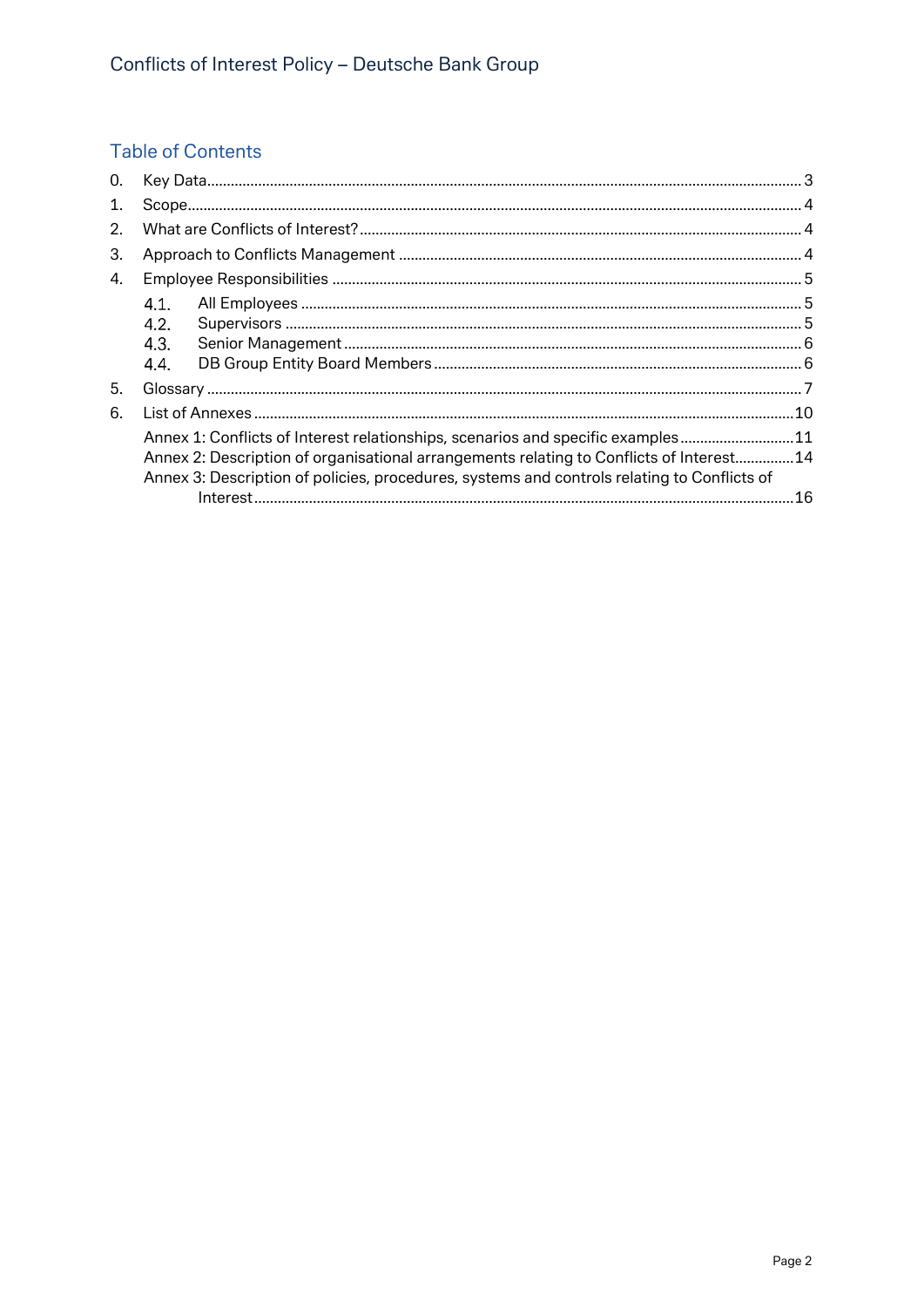## Table of Contents

0. Key Data ..... 3
1. Scope ..... 4
2. What are Conflicts of Interest? ..... 4
3. Approach to Conflicts Management ..... 4
4. Employee Responsibilities ..... 5
   - 4.1. All Employees ..... 5
   - 4.2. Supervisors ..... 5
   - 4.3. Senior Management ..... 6
   - 4.4. DB Group Entity Board Members ..... 6
5. Glossary ..... 7
6. List of Annexes ..... 10
   - Annex 1: Conflicts of Interest relationships, scenarios and specific examples ..... 11
   - Annex 2: Description of organisational arrangements relating to Conflicts of Interest ..... 14
   - Annex 3: Description of policies, procedures, systems and controls relating to Conflicts of Interest ..... 16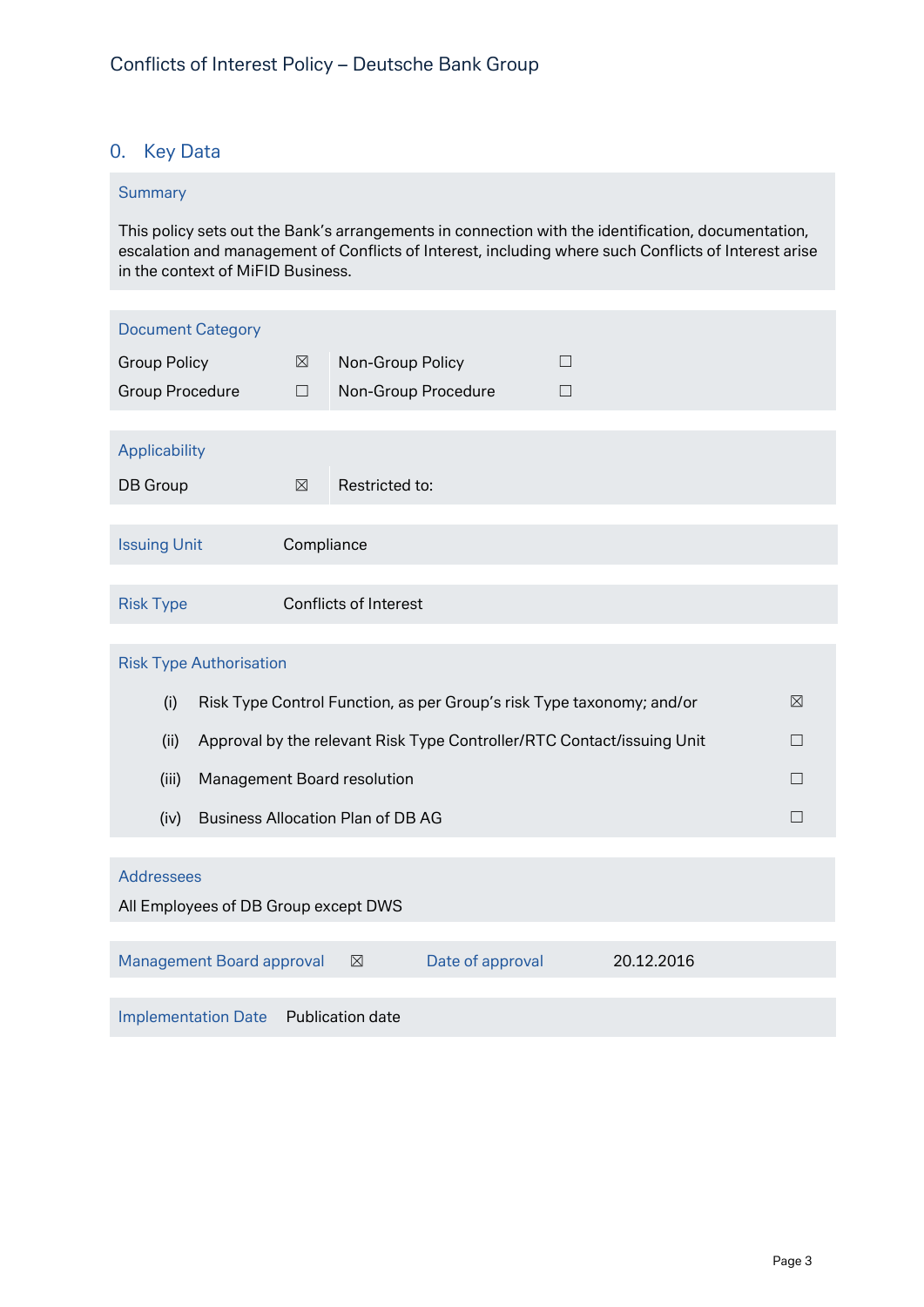## 0. Key Data

**Summary**

This policy sets out the Bank's arrangements in connection with the identification, documentation, escalation and management of Conflicts of Interest, including where such Conflicts of Interest arise in the context of MiFID Business.

**Document Category**

| | | | |
|---|---|---|---|
| Group Policy | ☒ | Non-Group Policy | ☐ |
| Group Procedure | ☐ | Non-Group Procedure | ☐ |

**Applicability**

| | | |
|---|---|---|
| DB Group | ☒ | Restricted to: |

| | |
|---|---|
| **Issuing Unit** | Compliance |
| **Risk Type** | Conflicts of Interest |

**Risk Type Authorisation**

| | | |
|---|---|---|
| (i) | Risk Type Control Function, as per Group's risk Type taxonomy; and/or | ☒ |
| (ii) | Approval by the relevant Risk Type Controller/RTC Contact/issuing Unit | ☐ |
| (iii) | Management Board resolution | ☐ |
| (iv) | Business Allocation Plan of DB AG | ☐ |

**Addressees**

All Employees of DB Group except DWS

| | | | |
|---|---|---|---|
| **Management Board approval** | ☒ | **Date of approval** | 20.12.2016 |

| | |
|---|---|
| **Implementation Date** | Publication date |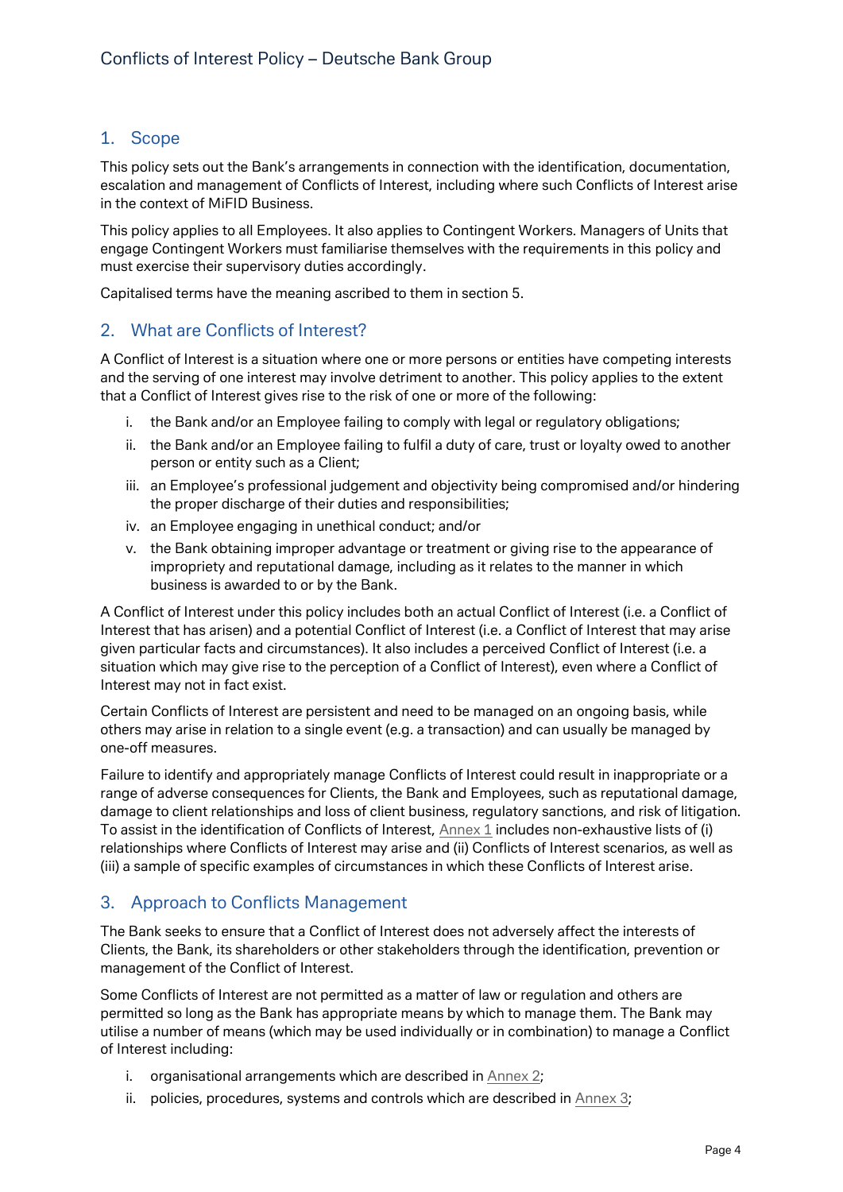## 1. Scope

This policy sets out the Bank's arrangements in connection with the identification, documentation, escalation and management of Conflicts of Interest, including where such Conflicts of Interest arise in the context of MiFID Business.

This policy applies to all Employees. It also applies to Contingent Workers. Managers of Units that engage Contingent Workers must familiarise themselves with the requirements in this policy and must exercise their supervisory duties accordingly.

Capitalised terms have the meaning ascribed to them in section 5.

## 2. What are Conflicts of Interest?

A Conflict of Interest is a situation where one or more persons or entities have competing interests and the serving of one interest may involve detriment to another. This policy applies to the extent that a Conflict of Interest gives rise to the risk of one or more of the following:

i. the Bank and/or an Employee failing to comply with legal or regulatory obligations;
ii. the Bank and/or an Employee failing to fulfil a duty of care, trust or loyalty owed to another person or entity such as a Client;
iii. an Employee's professional judgement and objectivity being compromised and/or hindering the proper discharge of their duties and responsibilities;
iv. an Employee engaging in unethical conduct; and/or
v. the Bank obtaining improper advantage or treatment or giving rise to the appearance of impropriety and reputational damage, including as it relates to the manner in which business is awarded to or by the Bank.

A Conflict of Interest under this policy includes both an actual Conflict of Interest (i.e. a Conflict of Interest that has arisen) and a potential Conflict of Interest (i.e. a Conflict of Interest that may arise given particular facts and circumstances). It also includes a perceived Conflict of Interest (i.e. a situation which may give rise to the perception of a Conflict of Interest), even where a Conflict of Interest may not in fact exist.

Certain Conflicts of Interest are persistent and need to be managed on an ongoing basis, while others may arise in relation to a single event (e.g. a transaction) and can usually be managed by one-off measures.

Failure to identify and appropriately manage Conflicts of Interest could result in inappropriate or a range of adverse consequences for Clients, the Bank and Employees, such as reputational damage, damage to client relationships and loss of client business, regulatory sanctions, and risk of litigation. To assist in the identification of Conflicts of Interest, Annex 1 includes non-exhaustive lists of (i) relationships where Conflicts of Interest may arise and (ii) Conflicts of Interest scenarios, as well as (iii) a sample of specific examples of circumstances in which these Conflicts of Interest arise.

## 3. Approach to Conflicts Management

The Bank seeks to ensure that a Conflict of Interest does not adversely affect the interests of Clients, the Bank, its shareholders or other stakeholders through the identification, prevention or management of the Conflict of Interest.

Some Conflicts of Interest are not permitted as a matter of law or regulation and others are permitted so long as the Bank has appropriate means by which to manage them. The Bank may utilise a number of means (which may be used individually or in combination) to manage a Conflict of Interest including:

i. organisational arrangements which are described in Annex 2;
ii. policies, procedures, systems and controls which are described in Annex 3;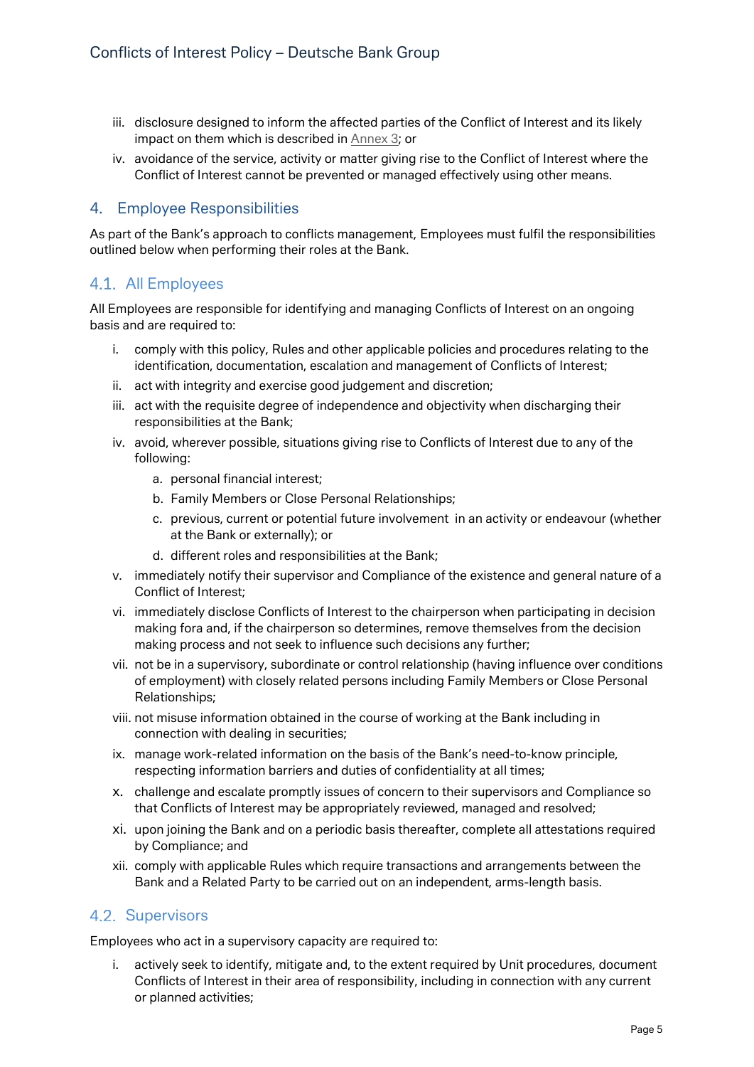iii. disclosure designed to inform the affected parties of the Conflict of Interest and its likely impact on them which is described in Annex 3; or
iv. avoidance of the service, activity or matter giving rise to the Conflict of Interest where the Conflict of Interest cannot be prevented or managed effectively using other means.

## 4. Employee Responsibilities

As part of the Bank's approach to conflicts management, Employees must fulfil the responsibilities outlined below when performing their roles at the Bank.

### 4.1. All Employees

All Employees are responsible for identifying and managing Conflicts of Interest on an ongoing basis and are required to:

i. comply with this policy, Rules and other applicable policies and procedures relating to the identification, documentation, escalation and management of Conflicts of Interest;
ii. act with integrity and exercise good judgement and discretion;
iii. act with the requisite degree of independence and objectivity when discharging their responsibilities at the Bank;
iv. avoid, wherever possible, situations giving rise to Conflicts of Interest due to any of the following:
    a. personal financial interest;
    b. Family Members or Close Personal Relationships;
    c. previous, current or potential future involvement in an activity or endeavour (whether at the Bank or externally); or
    d. different roles and responsibilities at the Bank;
v. immediately notify their supervisor and Compliance of the existence and general nature of a Conflict of Interest;
vi. immediately disclose Conflicts of Interest to the chairperson when participating in decision making fora and, if the chairperson so determines, remove themselves from the decision making process and not seek to influence such decisions any further;
vii. not be in a supervisory, subordinate or control relationship (having influence over conditions of employment) with closely related persons including Family Members or Close Personal Relationships;
viii. not misuse information obtained in the course of working at the Bank including in connection with dealing in securities;
ix. manage work-related information on the basis of the Bank's need-to-know principle, respecting information barriers and duties of confidentiality at all times;
x. challenge and escalate promptly issues of concern to their supervisors and Compliance so that Conflicts of Interest may be appropriately reviewed, managed and resolved;
xi. upon joining the Bank and on a periodic basis thereafter, complete all attestations required by Compliance; and
xii. comply with applicable Rules which require transactions and arrangements between the Bank and a Related Party to be carried out on an independent, arms-length basis.

### 4.2. Supervisors

Employees who act in a supervisory capacity are required to:

i. actively seek to identify, mitigate and, to the extent required by Unit procedures, document Conflicts of Interest in their area of responsibility, including in connection with any current or planned activities;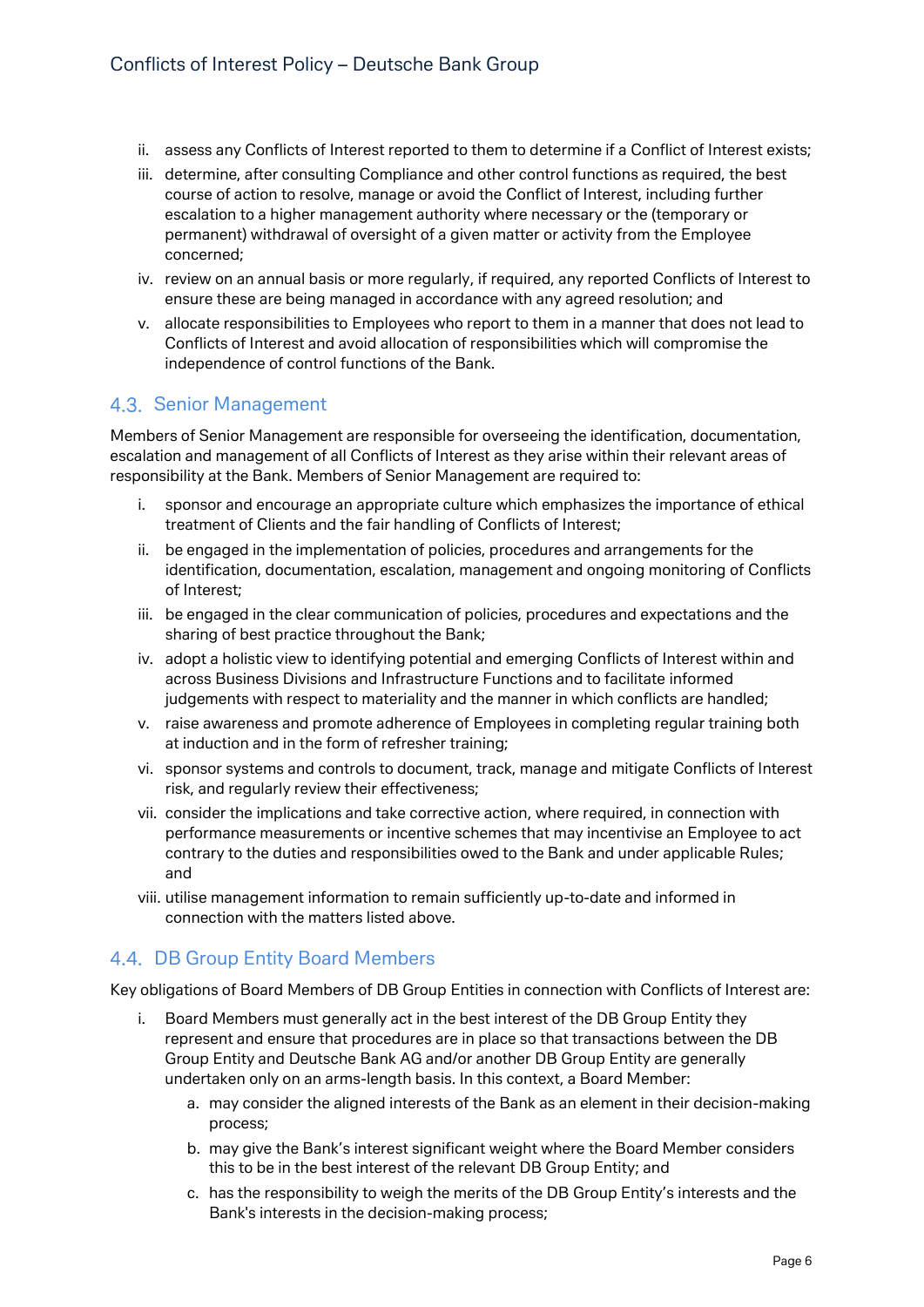ii. assess any Conflicts of Interest reported to them to determine if a Conflict of Interest exists;
iii. determine, after consulting Compliance and other control functions as required, the best course of action to resolve, manage or avoid the Conflict of Interest, including further escalation to a higher management authority where necessary or the (temporary or permanent) withdrawal of oversight of a given matter or activity from the Employee concerned;
iv. review on an annual basis or more regularly, if required, any reported Conflicts of Interest to ensure these are being managed in accordance with any agreed resolution; and
v. allocate responsibilities to Employees who report to them in a manner that does not lead to Conflicts of Interest and avoid allocation of responsibilities which will compromise the independence of control functions of the Bank.

## 4.3. Senior Management

Members of Senior Management are responsible for overseeing the identification, documentation, escalation and management of all Conflicts of Interest as they arise within their relevant areas of responsibility at the Bank. Members of Senior Management are required to:

i. sponsor and encourage an appropriate culture which emphasizes the importance of ethical treatment of Clients and the fair handling of Conflicts of Interest;
ii. be engaged in the implementation of policies, procedures and arrangements for the identification, documentation, escalation, management and ongoing monitoring of Conflicts of Interest;
iii. be engaged in the clear communication of policies, procedures and expectations and the sharing of best practice throughout the Bank;
iv. adopt a holistic view to identifying potential and emerging Conflicts of Interest within and across Business Divisions and Infrastructure Functions and to facilitate informed judgements with respect to materiality and the manner in which conflicts are handled;
v. raise awareness and promote adherence of Employees in completing regular training both at induction and in the form of refresher training;
vi. sponsor systems and controls to document, track, manage and mitigate Conflicts of Interest risk, and regularly review their effectiveness;
vii. consider the implications and take corrective action, where required, in connection with performance measurements or incentive schemes that may incentivise an Employee to act contrary to the duties and responsibilities owed to the Bank and under applicable Rules; and
viii. utilise management information to remain sufficiently up-to-date and informed in connection with the matters listed above.

## 4.4. DB Group Entity Board Members

Key obligations of Board Members of DB Group Entities in connection with Conflicts of Interest are:

i. Board Members must generally act in the best interest of the DB Group Entity they represent and ensure that procedures are in place so that transactions between the DB Group Entity and Deutsche Bank AG and/or another DB Group Entity are generally undertaken only on an arms-length basis. In this context, a Board Member:
    a. may consider the aligned interests of the Bank as an element in their decision-making process;
    b. may give the Bank's interest significant weight where the Board Member considers this to be in the best interest of the relevant DB Group Entity; and
    c. has the responsibility to weigh the merits of the DB Group Entity's interests and the Bank's interests in the decision-making process;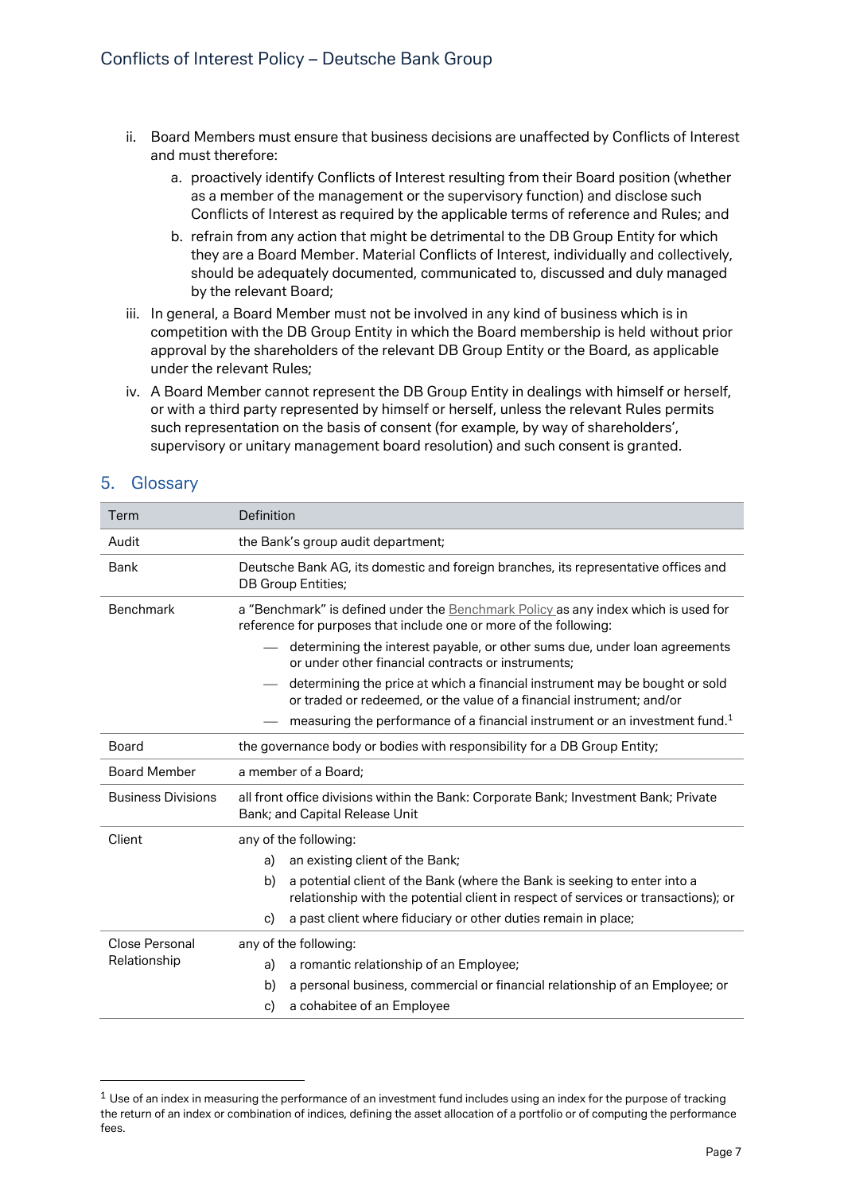ii. Board Members must ensure that business decisions are unaffected by Conflicts of Interest and must therefore:

   a. proactively identify Conflicts of Interest resulting from their Board position (whether as a member of the management or the supervisory function) and disclose such Conflicts of Interest as required by the applicable terms of reference and Rules; and

   b. refrain from any action that might be detrimental to the DB Group Entity for which they are a Board Member. Material Conflicts of Interest, individually and collectively, should be adequately documented, communicated to, discussed and duly managed by the relevant Board;

iii. In general, a Board Member must not be involved in any kind of business which is in competition with the DB Group Entity in which the Board membership is held without prior approval by the shareholders of the relevant DB Group Entity or the Board, as applicable under the relevant Rules;

iv. A Board Member cannot represent the DB Group Entity in dealings with himself or herself, or with a third party represented by himself or herself, unless the relevant Rules permits such representation on the basis of consent (for example, by way of shareholders', supervisory or unitary management board resolution) and such consent is granted.

## 5. Glossary

| Term | Definition |
|---|---|
| Audit | the Bank's group audit department; |
| Bank | Deutsche Bank AG, its domestic and foreign branches, its representative offices and DB Group Entities; |
| Benchmark | a "Benchmark" is defined under the Benchmark Policy as any index which is used for reference for purposes that include one or more of the following: — determining the interest payable, or other sums due, under loan agreements or under other financial contracts or instruments; — determining the price at which a financial instrument may be bought or sold or traded or redeemed, or the value of a financial instrument; and/or — measuring the performance of a financial instrument or an investment fund.[1] |
| Board | the governance body or bodies with responsibility for a DB Group Entity; |
| Board Member | a member of a Board; |
| Business Divisions | all front office divisions within the Bank: Corporate Bank; Investment Bank; Private Bank; and Capital Release Unit |
| Client | any of the following: a) an existing client of the Bank; b) a potential client of the Bank (where the Bank is seeking to enter into a relationship with the potential client in respect of services or transactions); or c) a past client where fiduciary or other duties remain in place; |
| Close Personal Relationship | any of the following: a) a romantic relationship of an Employee; b) a personal business, commercial or financial relationship of an Employee; or c) a cohabitee of an Employee |

[1] Use of an index in measuring the performance of an investment fund includes using an index for the purpose of tracking the return of an index or combination of indices, defining the asset allocation of a portfolio or of computing the performance fees.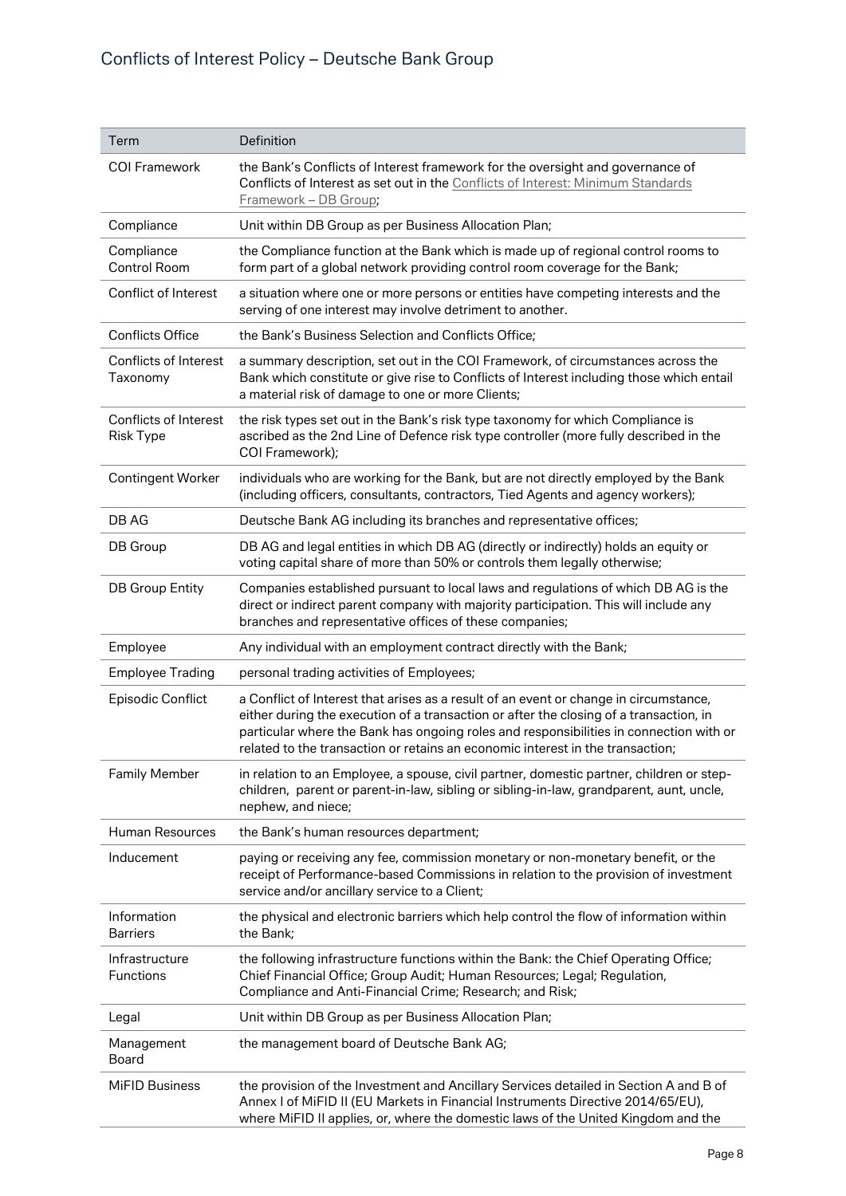| Term | Definition |
|---|---|
| COI Framework | the Bank's Conflicts of Interest framework for the oversight and governance of Conflicts of Interest as set out in the Conflicts of Interest: Minimum Standards Framework – DB Group; |
| Compliance | Unit within DB Group as per Business Allocation Plan; |
| Compliance Control Room | the Compliance function at the Bank which is made up of regional control rooms to form part of a global network providing control room coverage for the Bank; |
| Conflict of Interest | a situation where one or more persons or entities have competing interests and the serving of one interest may involve detriment to another. |
| Conflicts Office | the Bank's Business Selection and Conflicts Office; |
| Conflicts of Interest Taxonomy | a summary description, set out in the COI Framework, of circumstances across the Bank which constitute or give rise to Conflicts of Interest including those which entail a material risk of damage to one or more Clients; |
| Conflicts of Interest Risk Type | the risk types set out in the Bank's risk type taxonomy for which Compliance is ascribed as the 2nd Line of Defence risk type controller (more fully described in the COI Framework); |
| Contingent Worker | individuals who are working for the Bank, but are not directly employed by the Bank (including officers, consultants, contractors, Tied Agents and agency workers); |
| DB AG | Deutsche Bank AG including its branches and representative offices; |
| DB Group | DB AG and legal entities in which DB AG (directly or indirectly) holds an equity or voting capital share of more than 50% or controls them legally otherwise; |
| DB Group Entity | Companies established pursuant to local laws and regulations of which DB AG is the direct or indirect parent company with majority participation. This will include any branches and representative offices of these companies; |
| Employee | Any individual with an employment contract directly with the Bank; |
| Employee Trading | personal trading activities of Employees; |
| Episodic Conflict | a Conflict of Interest that arises as a result of an event or change in circumstance, either during the execution of a transaction or after the closing of a transaction, in particular where the Bank has ongoing roles and responsibilities in connection with or related to the transaction or retains an economic interest in the transaction; |
| Family Member | in relation to an Employee, a spouse, civil partner, domestic partner, children or step-children, parent or parent-in-law, sibling or sibling-in-law, grandparent, aunt, uncle, nephew, and niece; |
| Human Resources | the Bank's human resources department; |
| Inducement | paying or receiving any fee, commission monetary or non-monetary benefit, or the receipt of Performance-based Commissions in relation to the provision of investment service and/or ancillary service to a Client; |
| Information Barriers | the physical and electronic barriers which help control the flow of information within the Bank; |
| Infrastructure Functions | the following infrastructure functions within the Bank: the Chief Operating Office; Chief Financial Office; Group Audit; Human Resources; Legal; Regulation, Compliance and Anti-Financial Crime; Research; and Risk; |
| Legal | Unit within DB Group as per Business Allocation Plan; |
| Management Board | the management board of Deutsche Bank AG; |
| MiFID Business | the provision of the Investment and Ancillary Services detailed in Section A and B of Annex I of MiFID II (EU Markets in Financial Instruments Directive 2014/65/EU), where MiFID II applies, or, where the domestic laws of the United Kingdom and the |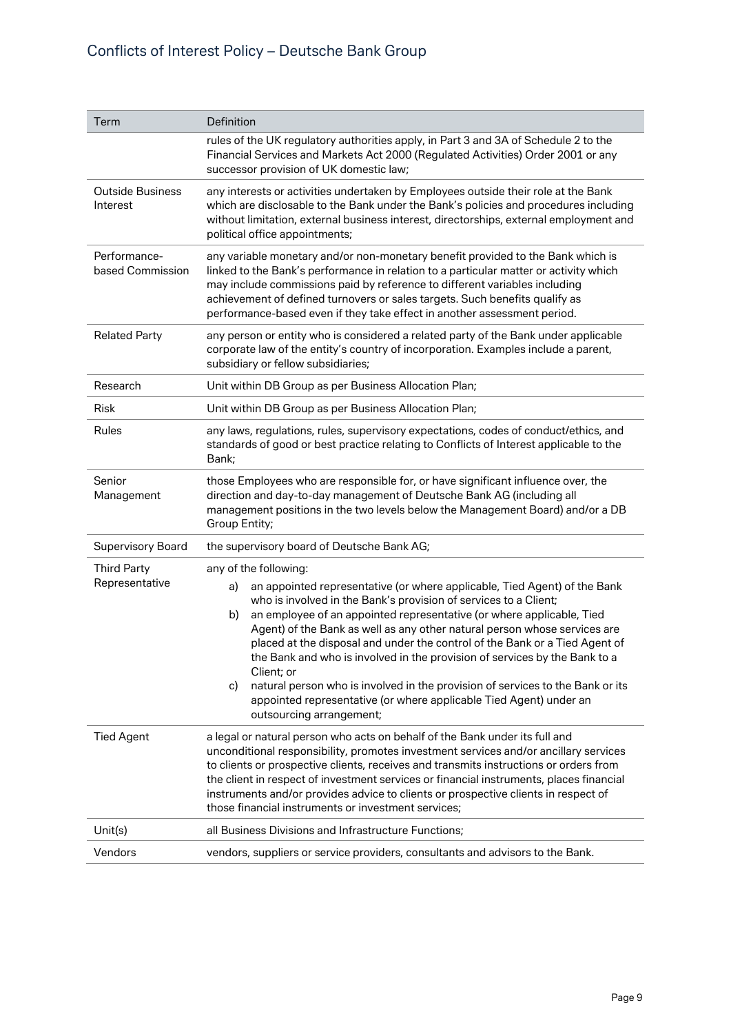| Term | Definition |
|---|---|
| | rules of the UK regulatory authorities apply, in Part 3 and 3A of Schedule 2 to the Financial Services and Markets Act 2000 (Regulated Activities) Order 2001 or any successor provision of UK domestic law; |
| Outside Business Interest | any interests or activities undertaken by Employees outside their role at the Bank which are disclosable to the Bank under the Bank's policies and procedures including without limitation, external business interest, directorships, external employment and political office appointments; |
| Performance-based Commission | any variable monetary and/or non-monetary benefit provided to the Bank which is linked to the Bank's performance in relation to a particular matter or activity which may include commissions paid by reference to different variables including achievement of defined turnovers or sales targets. Such benefits qualify as performance-based even if they take effect in another assessment period. |
| Related Party | any person or entity who is considered a related party of the Bank under applicable corporate law of the entity's country of incorporation. Examples include a parent, subsidiary or fellow subsidiaries; |
| Research | Unit within DB Group as per Business Allocation Plan; |
| Risk | Unit within DB Group as per Business Allocation Plan; |
| Rules | any laws, regulations, rules, supervisory expectations, codes of conduct/ethics, and standards of good or best practice relating to Conflicts of Interest applicable to the Bank; |
| Senior Management | those Employees who are responsible for, or have significant influence over, the direction and day-to-day management of Deutsche Bank AG (including all management positions in the two levels below the Management Board) and/or a DB Group Entity; |
| Supervisory Board | the supervisory board of Deutsche Bank AG; |
| Third Party Representative | any of the following: a) an appointed representative (or where applicable, Tied Agent) of the Bank who is involved in the Bank's provision of services to a Client; b) an employee of an appointed representative (or where applicable, Tied Agent) of the Bank as well as any other natural person whose services are placed at the disposal and under the control of the Bank or a Tied Agent of the Bank and who is involved in the provision of services by the Bank to a Client; or c) natural person who is involved in the provision of services to the Bank or its appointed representative (or where applicable Tied Agent) under an outsourcing arrangement; |
| Tied Agent | a legal or natural person who acts on behalf of the Bank under its full and unconditional responsibility, promotes investment services and/or ancillary services to clients or prospective clients, receives and transmits instructions or orders from the client in respect of investment services or financial instruments, places financial instruments and/or provides advice to clients or prospective clients in respect of those financial instruments or investment services; |
| Unit(s) | all Business Divisions and Infrastructure Functions; |
| Vendors | vendors, suppliers or service providers, consultants and advisors to the Bank. |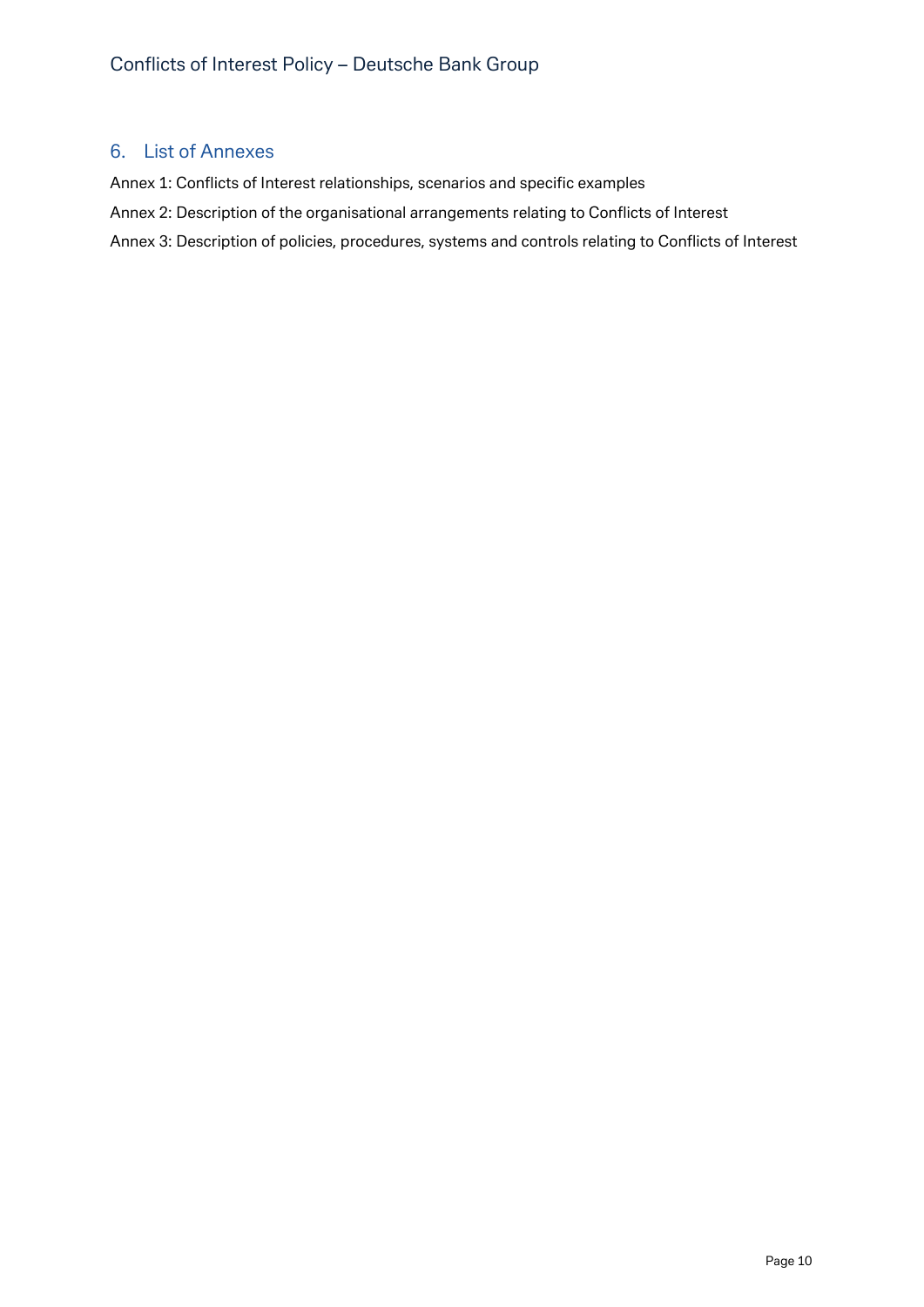## 6. List of Annexes

Annex 1: Conflicts of Interest relationships, scenarios and specific examples

Annex 2: Description of the organisational arrangements relating to Conflicts of Interest

Annex 3: Description of policies, procedures, systems and controls relating to Conflicts of Interest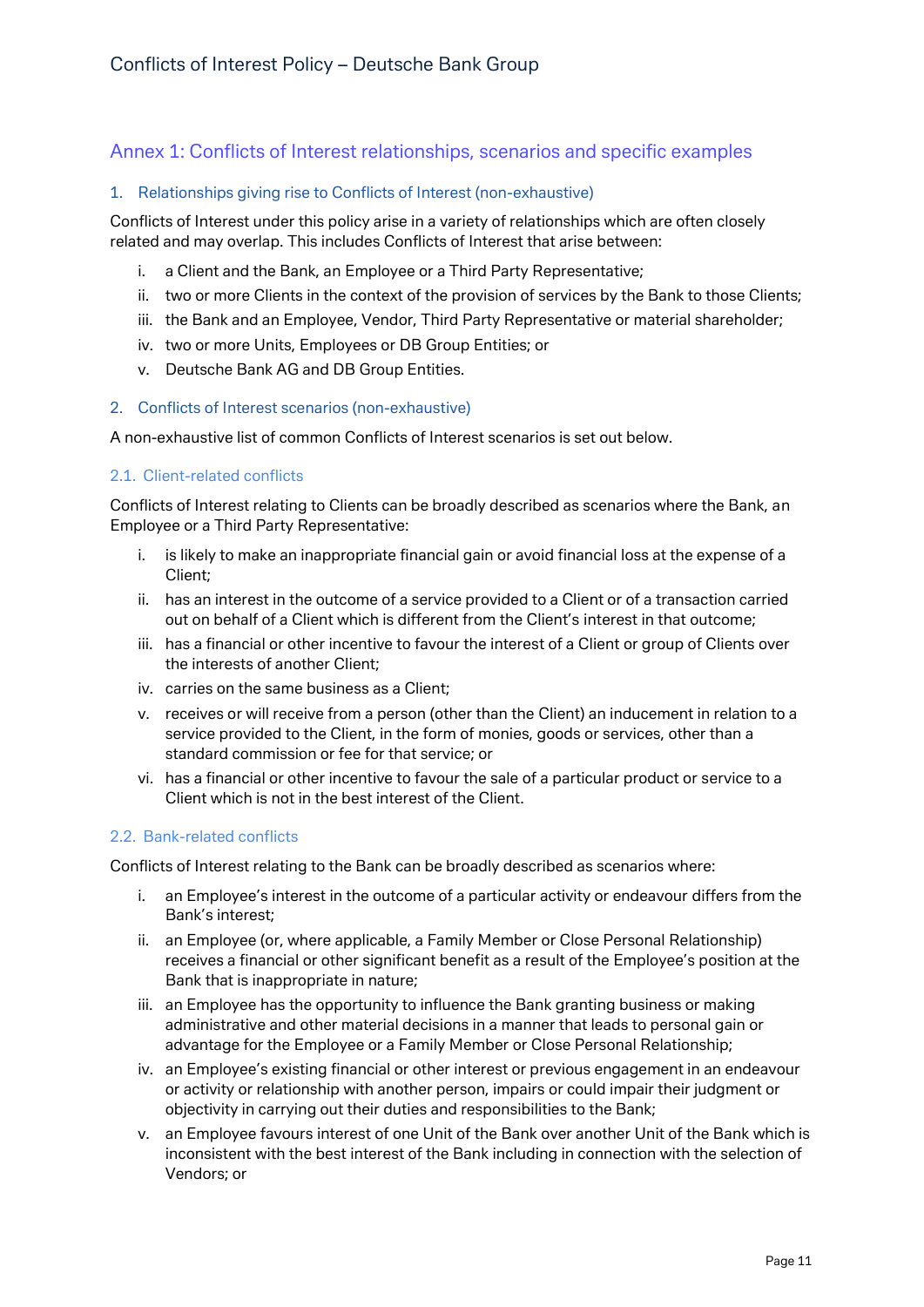## Annex 1: Conflicts of Interest relationships, scenarios and specific examples

### 1. Relationships giving rise to Conflicts of Interest (non-exhaustive)

Conflicts of Interest under this policy arise in a variety of relationships which are often closely related and may overlap. This includes Conflicts of Interest that arise between:

i. a Client and the Bank, an Employee or a Third Party Representative;
ii. two or more Clients in the context of the provision of services by the Bank to those Clients;
iii. the Bank and an Employee, Vendor, Third Party Representative or material shareholder;
iv. two or more Units, Employees or DB Group Entities; or
v. Deutsche Bank AG and DB Group Entities.

### 2. Conflicts of Interest scenarios (non-exhaustive)

A non-exhaustive list of common Conflicts of Interest scenarios is set out below.

#### 2.1. Client-related conflicts

Conflicts of Interest relating to Clients can be broadly described as scenarios where the Bank, an Employee or a Third Party Representative:

i. is likely to make an inappropriate financial gain or avoid financial loss at the expense of a Client;
ii. has an interest in the outcome of a service provided to a Client or of a transaction carried out on behalf of a Client which is different from the Client's interest in that outcome;
iii. has a financial or other incentive to favour the interest of a Client or group of Clients over the interests of another Client;
iv. carries on the same business as a Client;
v. receives or will receive from a person (other than the Client) an inducement in relation to a service provided to the Client, in the form of monies, goods or services, other than a standard commission or fee for that service; or
vi. has a financial or other incentive to favour the sale of a particular product or service to a Client which is not in the best interest of the Client.

#### 2.2. Bank-related conflicts

Conflicts of Interest relating to the Bank can be broadly described as scenarios where:

i. an Employee's interest in the outcome of a particular activity or endeavour differs from the Bank's interest;
ii. an Employee (or, where applicable, a Family Member or Close Personal Relationship) receives a financial or other significant benefit as a result of the Employee's position at the Bank that is inappropriate in nature;
iii. an Employee has the opportunity to influence the Bank granting business or making administrative and other material decisions in a manner that leads to personal gain or advantage for the Employee or a Family Member or Close Personal Relationship;
iv. an Employee's existing financial or other interest or previous engagement in an endeavour or activity or relationship with another person, impairs or could impair their judgment or objectivity in carrying out their duties and responsibilities to the Bank;
v. an Employee favours interest of one Unit of the Bank over another Unit of the Bank which is inconsistent with the best interest of the Bank including in connection with the selection of Vendors; or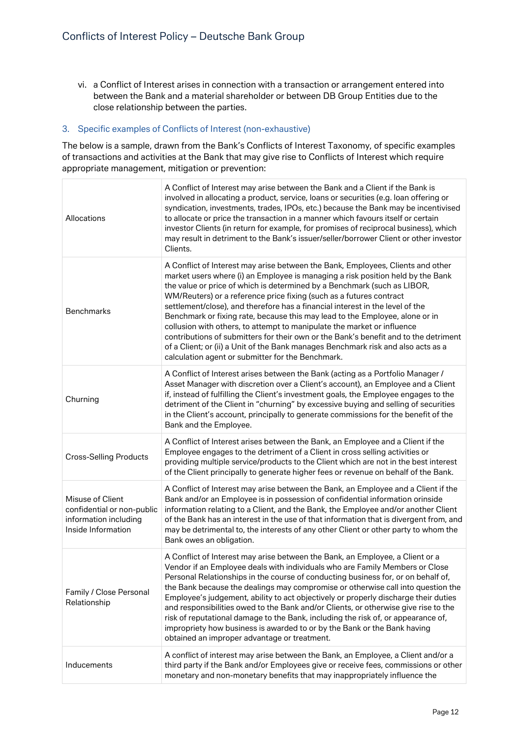vi. a Conflict of Interest arises in connection with a transaction or arrangement entered into between the Bank and a material shareholder or between DB Group Entities due to the close relationship between the parties.

### 3. Specific examples of Conflicts of Interest (non-exhaustive)

The below is a sample, drawn from the Bank's Conflicts of Interest Taxonomy, of specific examples of transactions and activities at the Bank that may give rise to Conflicts of Interest which require appropriate management, mitigation or prevention:

| | |
|---|---|
| Allocations | A Conflict of Interest may arise between the Bank and a Client if the Bank is involved in allocating a product, service, loans or securities (e.g. loan offering or syndication, investments, trades, IPOs, etc.) because the Bank may be incentivised to allocate or price the transaction in a manner which favours itself or certain investor Clients (in return for example, for promises of reciprocal business), which may result in detriment to the Bank's issuer/seller/borrower Client or other investor Clients. |
| Benchmarks | A Conflict of Interest may arise between the Bank, Employees, Clients and other market users where (i) an Employee is managing a risk position held by the Bank the value or price of which is determined by a Benchmark (such as LIBOR, WM/Reuters) or a reference price fixing (such as a futures contract settlement/close), and therefore has a financial interest in the level of the Benchmark or fixing rate, because this may lead to the Employee, alone or in collusion with others, to attempt to manipulate the market or influence contributions of submitters for their own or the Bank's benefit and to the detriment of a Client; or (ii) a Unit of the Bank manages Benchmark risk and also acts as a calculation agent or submitter for the Benchmark. |
| Churning | A Conflict of Interest arises between the Bank (acting as a Portfolio Manager / Asset Manager with discretion over a Client's account), an Employee and a Client if, instead of fulfilling the Client's investment goals, the Employee engages to the detriment of the Client in "churning" by excessive buying and selling of securities in the Client's account, principally to generate commissions for the benefit of the Bank and the Employee. |
| Cross-Selling Products | A Conflict of Interest arises between the Bank, an Employee and a Client if the Employee engages to the detriment of a Client in cross selling activities or providing multiple service/products to the Client which are not in the best interest of the Client principally to generate higher fees or revenue on behalf of the Bank. |
| Misuse of Client confidential or non-public information including Inside Information | A Conflict of Interest may arise between the Bank, an Employee and a Client if the Bank and/or an Employee is in possession of confidential information orinside information relating to a Client, and the Bank, the Employee and/or another Client of the Bank has an interest in the use of that information that is divergent from, and may be detrimental to, the interests of any other Client or other party to whom the Bank owes an obligation. |
| Family / Close Personal Relationship | A Conflict of Interest may arise between the Bank, an Employee, a Client or a Vendor if an Employee deals with individuals who are Family Members or Close Personal Relationships in the course of conducting business for, or on behalf of, the Bank because the dealings may compromise or otherwise call into question the Employee's judgement, ability to act objectively or properly discharge their duties and responsibilities owed to the Bank and/or Clients, or otherwise give rise to the risk of reputational damage to the Bank, including the risk of, or appearance of, impropriety how business is awarded to or by the Bank or the Bank having obtained an improper advantage or treatment. |
| Inducements | A conflict of interest may arise between the Bank, an Employee, a Client and/or a third party if the Bank and/or Employees give or receive fees, commissions or other monetary and non-monetary benefits that may inappropriately influence the |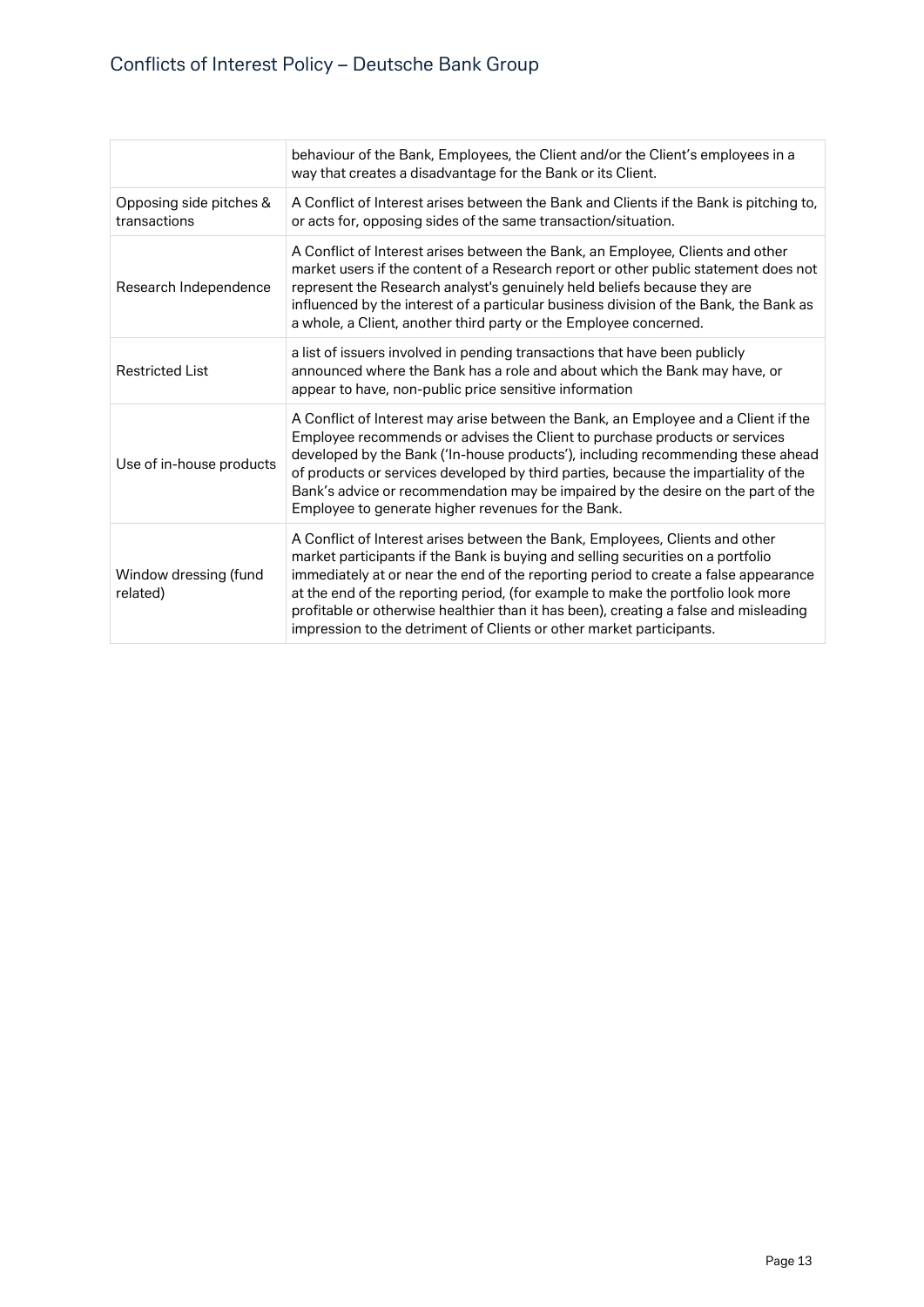| | |
|---|---|
| | behaviour of the Bank, Employees, the Client and/or the Client's employees in a way that creates a disadvantage for the Bank or its Client. |
| Opposing side pitches & transactions | A Conflict of Interest arises between the Bank and Clients if the Bank is pitching to, or acts for, opposing sides of the same transaction/situation. |
| Research Independence | A Conflict of Interest arises between the Bank, an Employee, Clients and other market users if the content of a Research report or other public statement does not represent the Research analyst's genuinely held beliefs because they are influenced by the interest of a particular business division of the Bank, the Bank as a whole, a Client, another third party or the Employee concerned. |
| Restricted List | a list of issuers involved in pending transactions that have been publicly announced where the Bank has a role and about which the Bank may have, or appear to have, non-public price sensitive information |
| Use of in-house products | A Conflict of Interest may arise between the Bank, an Employee and a Client if the Employee recommends or advises the Client to purchase products or services developed by the Bank ('In-house products'), including recommending these ahead of products or services developed by third parties, because the impartiality of the Bank's advice or recommendation may be impaired by the desire on the part of the Employee to generate higher revenues for the Bank. |
| Window dressing (fund related) | A Conflict of Interest arises between the Bank, Employees, Clients and other market participants if the Bank is buying and selling securities on a portfolio immediately at or near the end of the reporting period to create a false appearance at the end of the reporting period, (for example to make the portfolio look more profitable or otherwise healthier than it has been), creating a false and misleading impression to the detriment of Clients or other market participants. |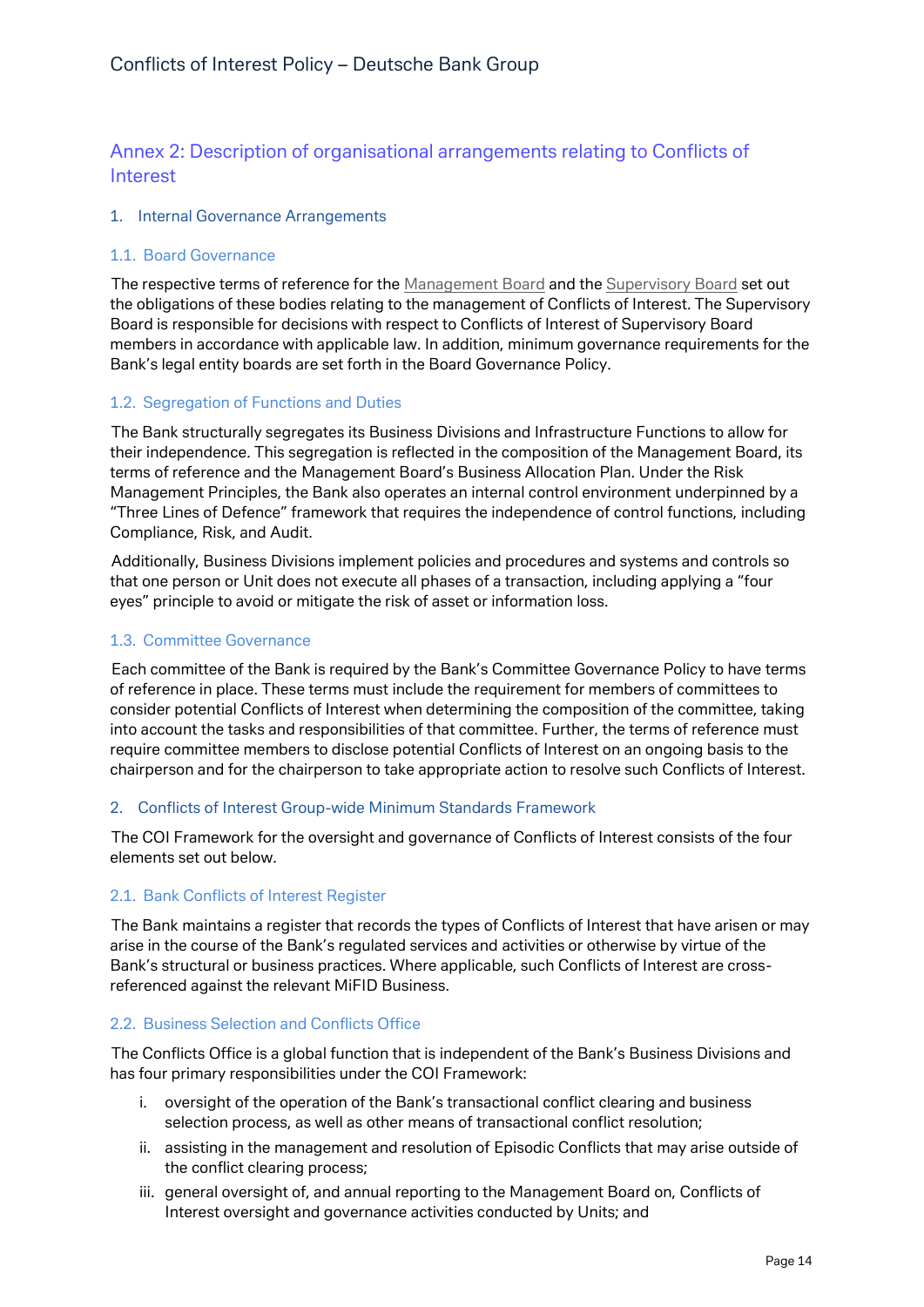## Annex 2: Description of organisational arrangements relating to Conflicts of Interest

### 1. Internal Governance Arrangements

#### 1.1. Board Governance

The respective terms of reference for the Management Board and the Supervisory Board set out the obligations of these bodies relating to the management of Conflicts of Interest. The Supervisory Board is responsible for decisions with respect to Conflicts of Interest of Supervisory Board members in accordance with applicable law. In addition, minimum governance requirements for the Bank's legal entity boards are set forth in the Board Governance Policy.

#### 1.2. Segregation of Functions and Duties

The Bank structurally segregates its Business Divisions and Infrastructure Functions to allow for their independence. This segregation is reflected in the composition of the Management Board, its terms of reference and the Management Board's Business Allocation Plan. Under the Risk Management Principles, the Bank also operates an internal control environment underpinned by a "Three Lines of Defence" framework that requires the independence of control functions, including Compliance, Risk, and Audit.

Additionally, Business Divisions implement policies and procedures and systems and controls so that one person or Unit does not execute all phases of a transaction, including applying a "four eyes" principle to avoid or mitigate the risk of asset or information loss.

#### 1.3. Committee Governance

Each committee of the Bank is required by the Bank's Committee Governance Policy to have terms of reference in place. These terms must include the requirement for members of committees to consider potential Conflicts of Interest when determining the composition of the committee, taking into account the tasks and responsibilities of that committee. Further, the terms of reference must require committee members to disclose potential Conflicts of Interest on an ongoing basis to the chairperson and for the chairperson to take appropriate action to resolve such Conflicts of Interest.

### 2. Conflicts of Interest Group-wide Minimum Standards Framework

The COI Framework for the oversight and governance of Conflicts of Interest consists of the four elements set out below.

#### 2.1. Bank Conflicts of Interest Register

The Bank maintains a register that records the types of Conflicts of Interest that have arisen or may arise in the course of the Bank's regulated services and activities or otherwise by virtue of the Bank's structural or business practices. Where applicable, such Conflicts of Interest are cross-referenced against the relevant MiFID Business.

#### 2.2. Business Selection and Conflicts Office

The Conflicts Office is a global function that is independent of the Bank's Business Divisions and has four primary responsibilities under the COI Framework:

i. oversight of the operation of the Bank's transactional conflict clearing and business selection process, as well as other means of transactional conflict resolution;

ii. assisting in the management and resolution of Episodic Conflicts that may arise outside of the conflict clearing process;

iii. general oversight of, and annual reporting to the Management Board on, Conflicts of Interest oversight and governance activities conducted by Units; and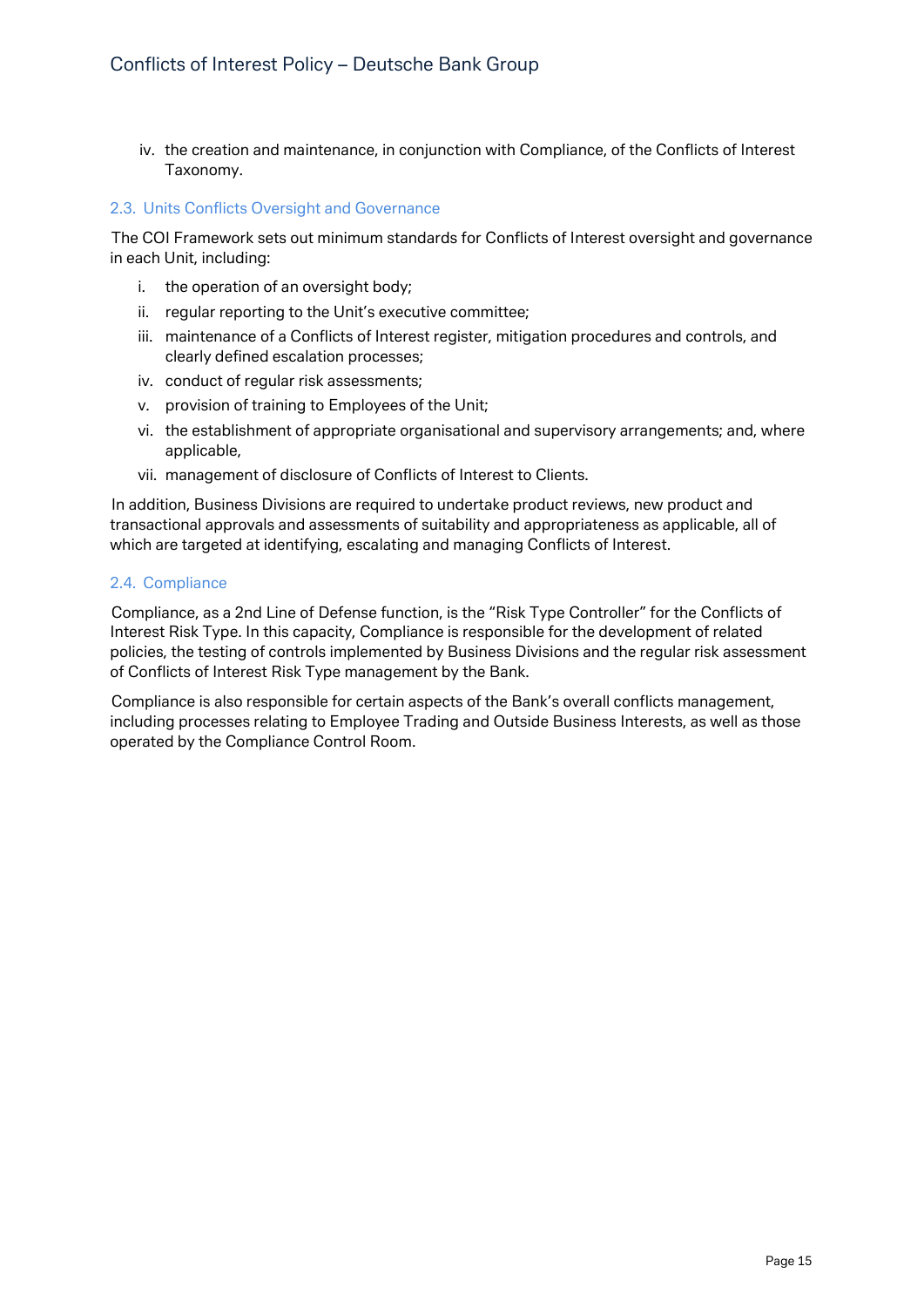iv. the creation and maintenance, in conjunction with Compliance, of the Conflicts of Interest Taxonomy.

### 2.3. Units Conflicts Oversight and Governance

The COI Framework sets out minimum standards for Conflicts of Interest oversight and governance in each Unit, including:

i. the operation of an oversight body;

ii. regular reporting to the Unit's executive committee;

iii. maintenance of a Conflicts of Interest register, mitigation procedures and controls, and clearly defined escalation processes;

iv. conduct of regular risk assessments;

v. provision of training to Employees of the Unit;

vi. the establishment of appropriate organisational and supervisory arrangements; and, where applicable,

vii. management of disclosure of Conflicts of Interest to Clients.

In addition, Business Divisions are required to undertake product reviews, new product and transactional approvals and assessments of suitability and appropriateness as applicable, all of which are targeted at identifying, escalating and managing Conflicts of Interest.

### 2.4. Compliance

Compliance, as a 2nd Line of Defense function, is the "Risk Type Controller" for the Conflicts of Interest Risk Type. In this capacity, Compliance is responsible for the development of related policies, the testing of controls implemented by Business Divisions and the regular risk assessment of Conflicts of Interest Risk Type management by the Bank.

Compliance is also responsible for certain aspects of the Bank's overall conflicts management, including processes relating to Employee Trading and Outside Business Interests, as well as those operated by the Compliance Control Room.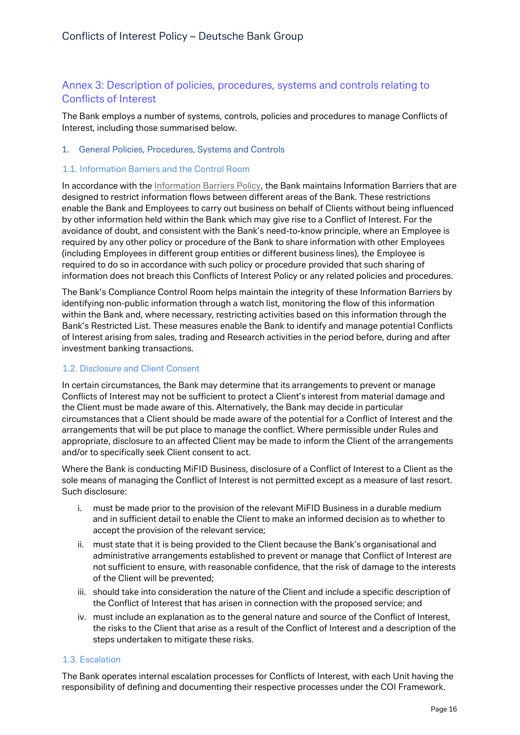## Annex 3: Description of policies, procedures, systems and controls relating to Conflicts of Interest

The Bank employs a number of systems, controls, policies and procedures to manage Conflicts of Interest, including those summarised below.

### 1. General Policies, Procedures, Systems and Controls

#### 1.1. Information Barriers and the Control Room

In accordance with the Information Barriers Policy, the Bank maintains Information Barriers that are designed to restrict information flows between different areas of the Bank. These restrictions enable the Bank and Employees to carry out business on behalf of Clients without being influenced by other information held within the Bank which may give rise to a Conflict of Interest. For the avoidance of doubt, and consistent with the Bank's need-to-know principle, where an Employee is required by any other policy or procedure of the Bank to share information with other Employees (including Employees in different group entities or different business lines), the Employee is required to do so in accordance with such policy or procedure provided that such sharing of information does not breach this Conflicts of Interest Policy or any related policies and procedures.

The Bank's Compliance Control Room helps maintain the integrity of these Information Barriers by identifying non-public information through a watch list, monitoring the flow of this information within the Bank and, where necessary, restricting activities based on this information through the Bank's Restricted List. These measures enable the Bank to identify and manage potential Conflicts of Interest arising from sales, trading and Research activities in the period before, during and after investment banking transactions.

#### 1.2. Disclosure and Client Consent

In certain circumstances, the Bank may determine that its arrangements to prevent or manage Conflicts of Interest may not be sufficient to protect a Client's interest from material damage and the Client must be made aware of this. Alternatively, the Bank may decide in particular circumstances that a Client should be made aware of the potential for a Conflict of Interest and the arrangements that will be put place to manage the conflict. Where permissible under Rules and appropriate, disclosure to an affected Client may be made to inform the Client of the arrangements and/or to specifically seek Client consent to act.

Where the Bank is conducting MiFID Business, disclosure of a Conflict of Interest to a Client as the sole means of managing the Conflict of Interest is not permitted except as a measure of last resort. Such disclosure:

i. must be made prior to the provision of the relevant MiFID Business in a durable medium and in sufficient detail to enable the Client to make an informed decision as to whether to accept the provision of the relevant service;

ii. must state that it is being provided to the Client because the Bank's organisational and administrative arrangements established to prevent or manage that Conflict of Interest are not sufficient to ensure, with reasonable confidence, that the risk of damage to the interests of the Client will be prevented;

iii. should take into consideration the nature of the Client and include a specific description of the Conflict of Interest that has arisen in connection with the proposed service; and

iv. must include an explanation as to the general nature and source of the Conflict of Interest, the risks to the Client that arise as a result of the Conflict of Interest and a description of the steps undertaken to mitigate these risks.

#### 1.3. Escalation

The Bank operates internal escalation processes for Conflicts of Interest, with each Unit having the responsibility of defining and documenting their respective processes under the COI Framework.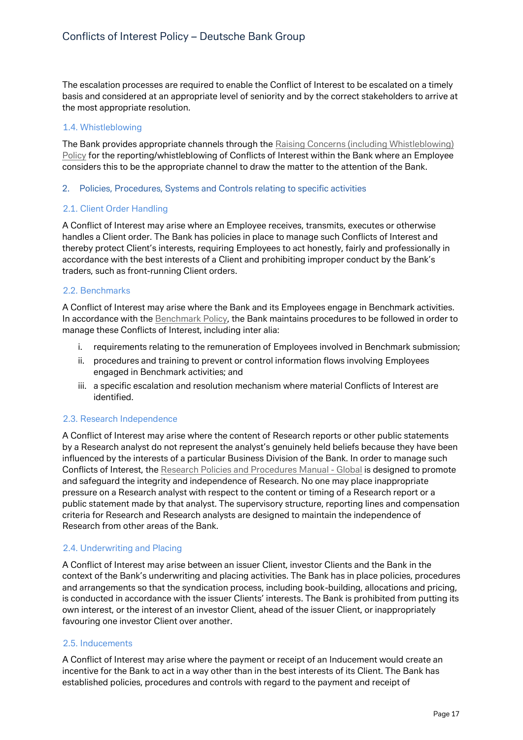The escalation processes are required to enable the Conflict of Interest to be escalated on a timely basis and considered at an appropriate level of seniority and by the correct stakeholders to arrive at the most appropriate resolution.

### 1.4. Whistleblowing

The Bank provides appropriate channels through the Raising Concerns (including Whistleblowing) Policy for the reporting/whistleblowing of Conflicts of Interest within the Bank where an Employee considers this to be the appropriate channel to draw the matter to the attention of the Bank.

## 2. Policies, Procedures, Systems and Controls relating to specific activities

### 2.1. Client Order Handling

A Conflict of Interest may arise where an Employee receives, transmits, executes or otherwise handles a Client order. The Bank has policies in place to manage such Conflicts of Interest and thereby protect Client's interests, requiring Employees to act honestly, fairly and professionally in accordance with the best interests of a Client and prohibiting improper conduct by the Bank's traders, such as front-running Client orders.

### 2.2. Benchmarks

A Conflict of Interest may arise where the Bank and its Employees engage in Benchmark activities. In accordance with the Benchmark Policy, the Bank maintains procedures to be followed in order to manage these Conflicts of Interest, including inter alia:

i. requirements relating to the remuneration of Employees involved in Benchmark submission;
ii. procedures and training to prevent or control information flows involving Employees engaged in Benchmark activities; and
iii. a specific escalation and resolution mechanism where material Conflicts of Interest are identified.

### 2.3. Research Independence

A Conflict of Interest may arise where the content of Research reports or other public statements by a Research analyst do not represent the analyst's genuinely held beliefs because they have been influenced by the interests of a particular Business Division of the Bank. In order to manage such Conflicts of Interest, the Research Policies and Procedures Manual - Global is designed to promote and safeguard the integrity and independence of Research. No one may place inappropriate pressure on a Research analyst with respect to the content or timing of a Research report or a public statement made by that analyst. The supervisory structure, reporting lines and compensation criteria for Research and Research analysts are designed to maintain the independence of Research from other areas of the Bank.

### 2.4. Underwriting and Placing

A Conflict of Interest may arise between an issuer Client, investor Clients and the Bank in the context of the Bank's underwriting and placing activities. The Bank has in place policies, procedures and arrangements so that the syndication process, including book-building, allocations and pricing, is conducted in accordance with the issuer Clients' interests. The Bank is prohibited from putting its own interest, or the interest of an investor Client, ahead of the issuer Client, or inappropriately favouring one investor Client over another.

### 2.5. Inducements

A Conflict of Interest may arise where the payment or receipt of an Inducement would create an incentive for the Bank to act in a way other than in the best interests of its Client. The Bank has established policies, procedures and controls with regard to the payment and receipt of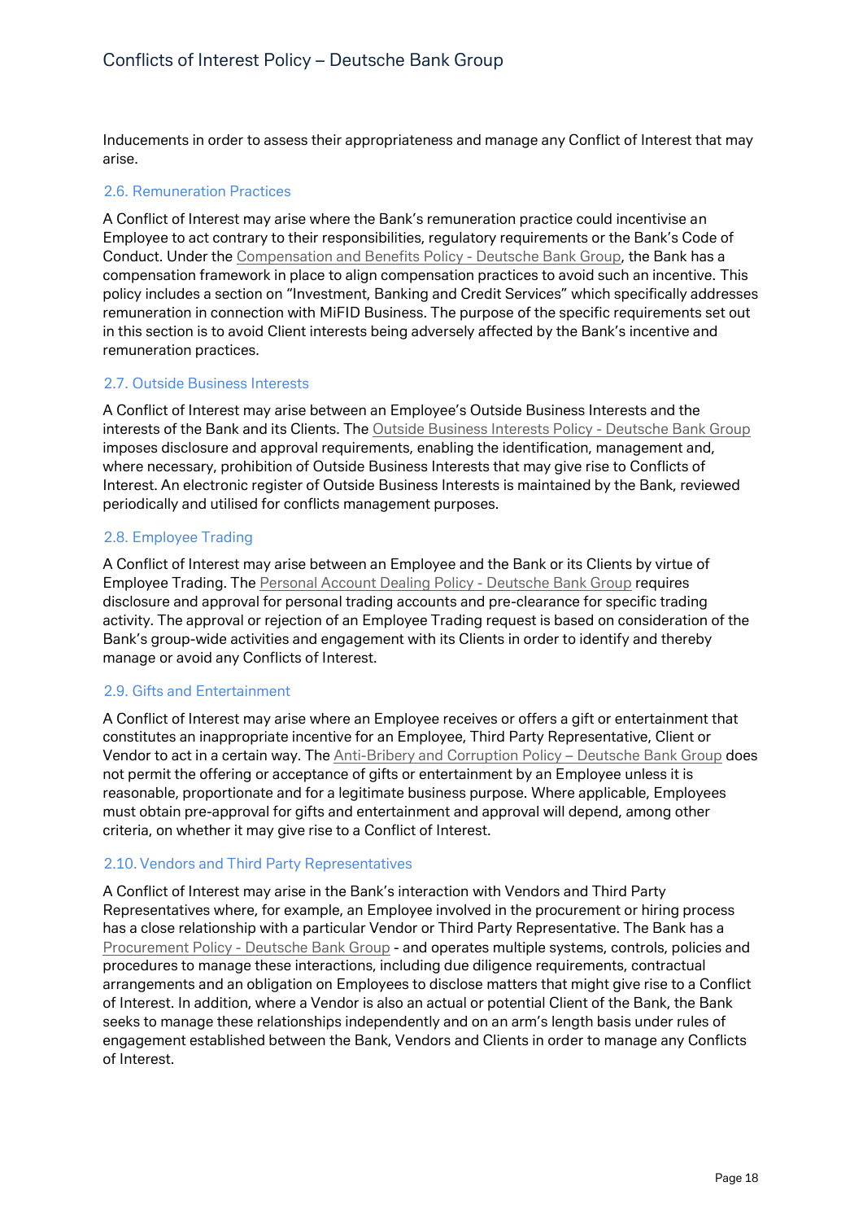Inducements in order to assess their appropriateness and manage any Conflict of Interest that may arise.

### 2.6. Remuneration Practices

A Conflict of Interest may arise where the Bank's remuneration practice could incentivise an Employee to act contrary to their responsibilities, regulatory requirements or the Bank's Code of Conduct. Under the Compensation and Benefits Policy - Deutsche Bank Group, the Bank has a compensation framework in place to align compensation practices to avoid such an incentive. This policy includes a section on "Investment, Banking and Credit Services" which specifically addresses remuneration in connection with MiFID Business. The purpose of the specific requirements set out in this section is to avoid Client interests being adversely affected by the Bank's incentive and remuneration practices.

### 2.7. Outside Business Interests

A Conflict of Interest may arise between an Employee's Outside Business Interests and the interests of the Bank and its Clients. The Outside Business Interests Policy - Deutsche Bank Group imposes disclosure and approval requirements, enabling the identification, management and, where necessary, prohibition of Outside Business Interests that may give rise to Conflicts of Interest. An electronic register of Outside Business Interests is maintained by the Bank, reviewed periodically and utilised for conflicts management purposes.

### 2.8. Employee Trading

A Conflict of Interest may arise between an Employee and the Bank or its Clients by virtue of Employee Trading. The Personal Account Dealing Policy - Deutsche Bank Group requires disclosure and approval for personal trading accounts and pre-clearance for specific trading activity. The approval or rejection of an Employee Trading request is based on consideration of the Bank's group-wide activities and engagement with its Clients in order to identify and thereby manage or avoid any Conflicts of Interest.

### 2.9. Gifts and Entertainment

A Conflict of Interest may arise where an Employee receives or offers a gift or entertainment that constitutes an inappropriate incentive for an Employee, Third Party Representative, Client or Vendor to act in a certain way. The Anti-Bribery and Corruption Policy – Deutsche Bank Group does not permit the offering or acceptance of gifts or entertainment by an Employee unless it is reasonable, proportionate and for a legitimate business purpose. Where applicable, Employees must obtain pre-approval for gifts and entertainment and approval will depend, among other criteria, on whether it may give rise to a Conflict of Interest.

### 2.10. Vendors and Third Party Representatives

A Conflict of Interest may arise in the Bank's interaction with Vendors and Third Party Representatives where, for example, an Employee involved in the procurement or hiring process has a close relationship with a particular Vendor or Third Party Representative. The Bank has a Procurement Policy - Deutsche Bank Group - and operates multiple systems, controls, policies and procedures to manage these interactions, including due diligence requirements, contractual arrangements and an obligation on Employees to disclose matters that might give rise to a Conflict of Interest. In addition, where a Vendor is also an actual or potential Client of the Bank, the Bank seeks to manage these relationships independently and on an arm's length basis under rules of engagement established between the Bank, Vendors and Clients in order to manage any Conflicts of Interest.